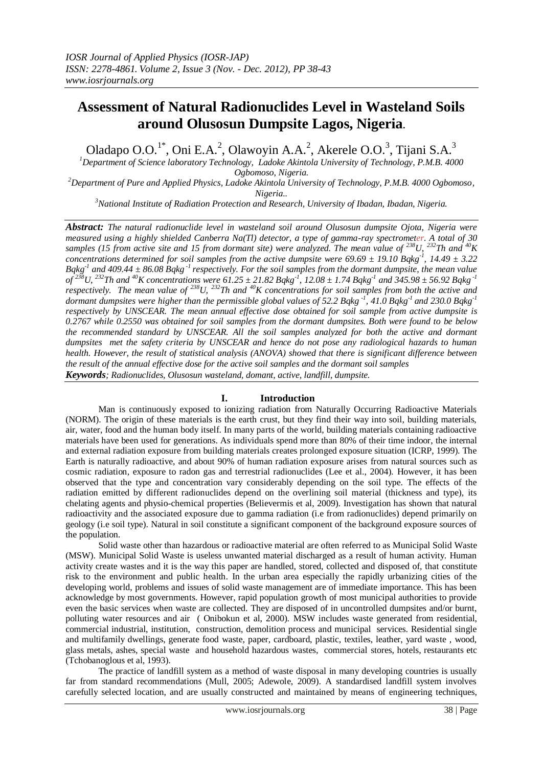# Assessment of Natural Radionuclides Level in Wasteland Soils around Olusosun Dumpsite Lagos, Nigeria.

Oladapo O.O.[1*], Oni E.A.[2], Olawoyin A.A.[2], Akerele O.O.[3], Tijani S.A.[3]

[1]Department of Science laboratory Technology, Ladoke Akintola University of Technology, P.M.B. 4000 Ogbomoso, Nigeria.

[2]Department of Pure and Applied Physics, Ladoke Akintola University of Technology, P.M.B. 4000 Ogbomoso, Nigeria..

[3]National Institute of Radiation Protection and Research, University of Ibadan, Ibadan, Nigeria.

***Abstract:*** *The natural radionuclide level in wasteland soil around Olusosun dumpsite Ojota, Nigeria were measured using a highly shielded Canberra Na(Tl) detector, a type of gamma-ray spectrometer. A total of 30 samples (15 from active site and 15 from dormant site) were analyzed. The mean value of $^{238}U$, $^{232}Th$ and $^{40}K$ concentrations determined for soil samples from the active dumpsite were 69.69 ± 19.10 $Bqkg^{-1}$, 14.49 ± 3.22 $Bqkg^{-1}$ and 409.44 ± 86.08 $Bqkg^{-1}$ respectively. For the soil samples from the dormant dumpsite, the mean value of $^{238}U$, $^{232}Th$ and $^{40}K$ concentrations were 61.25 ± 21.82 $Bqkg^{-1}$, 12.08 ± 1.74 $Bqkg^{-1}$ and 345.98 ± 56.92 $Bqkg^{-1}$ respectively. The mean value of $^{238}U$, $^{232}Th$ and $^{40}K$ concentrations for soil samples from both the active and dormant dumpsites were higher than the permissible global values of 52.2 $Bqkg^{-1}$, 41.0 $Bqkg^{-1}$ and 230.0 $Bqkg^{-1}$ respectively by UNSCEAR. The mean annual effective dose obtained for soil sample from active dumpsite is 0.2767 while 0.2550 was obtained for soil samples from the dormant dumpsites. Both were found to be below the recommended standard by UNSCEAR. All the soil samples analyzed for both the active and dormant dumpsites met the safety criteria by UNSCEAR and hence do not pose any radiological hazards to human health. However, the result of statistical analysis (ANOVA) showed that there is significant difference between the result of the annual effective dose for the active soil samples and the dormant soil samples*

***Keywords****; Radionuclides, Olusosun wasteland, domant, active, landfill, dumpsite.*

## I. Introduction

Man is continuously exposed to ionizing radiation from Naturally Occurring Radioactive Materials (NORM). The origin of these materials is the earth crust, but they find their way into soil, building materials, air, water, food and the human body itself. In many parts of the world, building materials containing radioactive materials have been used for generations. As individuals spend more than 80% of their time indoor, the internal and external radiation exposure from building materials creates prolonged exposure situation (ICRP, 1999). The Earth is naturally radioactive, and about 90% of human radiation exposure arises from natural sources such as cosmic radiation, exposure to radon gas and terrestrial radionuclides (Lee et al., 2004). However, it has been observed that the type and concentration vary considerably depending on the soil type. The effects of the radiation emitted by different radionuclides depend on the overlining soil material (thickness and type), its chelating agents and physio-chemical properties (Believermis et al, 2009). Investigation has shown that natural radioactivity and the associated exposure due to gamma radiation (i.e from radionuclides) depend primarily on geology (i.e soil type). Natural in soil constitute a significant component of the background exposure sources of the population.

Solid waste other than hazardous or radioactive material are often referred to as Municipal Solid Waste (MSW). Municipal Solid Waste is useless unwanted material discharged as a result of human activity. Human activity create wastes and it is the way this paper are handled, stored, collected and disposed of, that constitute risk to the environment and public health. In the urban area especially the rapidly urbanizing cities of the developing world, problems and issues of solid waste management are of immediate importance. This has been acknowledge by most governments. However, rapid population growth of most municipal authorities to provide even the basic services when waste are collected. They are disposed of in uncontrolled dumpsites and/or burnt, polluting water resources and air ( Onibokun et al, 2000). MSW includes waste generated from residential, commercial industrial, institution, construction, demolition process and municipal services. Residential single and multifamily dwellings, generate food waste, paper, cardboard, plastic, textiles, leather, yard waste , wood, glass metals, ashes, special waste and household hazardous wastes, commercial stores, hotels, restaurants etc (Tchobanoglous et al, 1993).

The practice of landfill system as a method of waste disposal in many developing countries is usually far from standard recommendations (Mull, 2005; Adewole, 2009). A standardised landfill system involves carefully selected location, and are usually constructed and maintained by means of engineering techniques,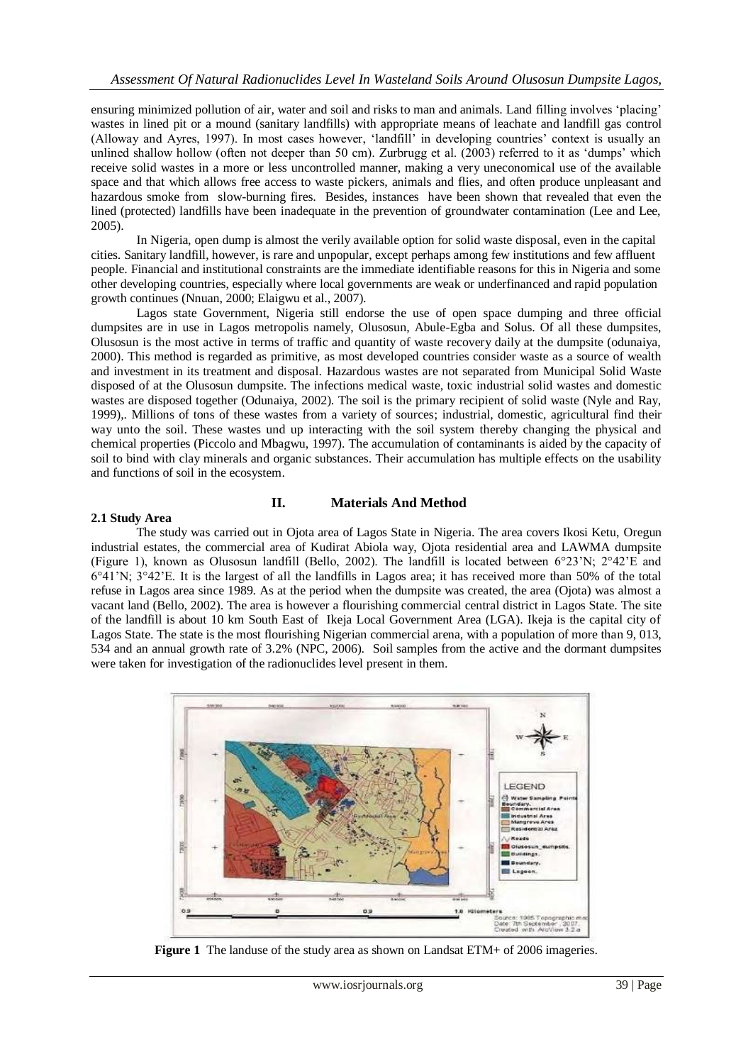ensuring minimized pollution of air, water and soil and risks to man and animals. Land filling involves 'placing' wastes in lined pit or a mound (sanitary landfills) with appropriate means of leachate and landfill gas control (Alloway and Ayres, 1997). In most cases however, 'landfill' in developing countries' context is usually an unlined shallow hollow (often not deeper than 50 cm). Zurbrugg et al. (2003) referred to it as 'dumps' which receive solid wastes in a more or less uncontrolled manner, making a very uneconomical use of the available space and that which allows free access to waste pickers, animals and flies, and often produce unpleasant and hazardous smoke from slow-burning fires. Besides, instances have been shown that revealed that even the lined (protected) landfills have been inadequate in the prevention of groundwater contamination (Lee and Lee, 2005).

In Nigeria, open dump is almost the verily available option for solid waste disposal, even in the capital cities. Sanitary landfill, however, is rare and unpopular, except perhaps among few institutions and few affluent people. Financial and institutional constraints are the immediate identifiable reasons for this in Nigeria and some other developing countries, especially where local governments are weak or underfinanced and rapid population growth continues (Nnuan, 2000; Elaigwu et al., 2007).

Lagos state Government, Nigeria still endorse the use of open space dumping and three official dumpsites are in use in Lagos metropolis namely, Olusosun, Abule-Egba and Solus. Of all these dumpsites, Olusosun is the most active in terms of traffic and quantity of waste recovery daily at the dumpsite (odunaiya, 2000). This method is regarded as primitive, as most developed countries consider waste as a source of wealth and investment in its treatment and disposal. Hazardous wastes are not separated from Municipal Solid Waste disposed of at the Olusosun dumpsite. The infections medical waste, toxic industrial solid wastes and domestic wastes are disposed together (Odunaiya, 2002). The soil is the primary recipient of solid waste (Nyle and Ray, 1999),. Millions of tons of these wastes from a variety of sources; industrial, domestic, agricultural find their way unto the soil. These wastes und up interacting with the soil system thereby changing the physical and chemical properties (Piccolo and Mbagwu, 1997). The accumulation of contaminants is aided by the capacity of soil to bind with clay minerals and organic substances. Their accumulation has multiple effects on the usability and functions of soil in the ecosystem.

## II. Materials And Method

### 2.1 Study Area

The study was carried out in Ojota area of Lagos State in Nigeria. The area covers Ikosi Ketu, Oregun industrial estates, the commercial area of Kudirat Abiola way, Ojota residential area and LAWMA dumpsite (Figure 1), known as Olusosun landfill (Bello, 2002). The landfill is located between 6°23'N; 2°42'E and 6°41'N; 3°42'E. It is the largest of all the landfills in Lagos area; it has received more than 50% of the total refuse in Lagos area since 1989. As at the period when the dumpsite was created, the area (Ojota) was almost a vacant land (Bello, 2002). The area is however a flourishing commercial central district in Lagos State. The site of the landfill is about 10 km South East of Ikeja Local Government Area (LGA). Ikeja is the capital city of Lagos State. The state is the most flourishing Nigerian commercial arena, with a population of more than 9, 013, 534 and an annual growth rate of 3.2% (NPC, 2006). Soil samples from the active and the dormant dumpsites were taken for investigation of the radionuclides level present in them.

**Figure 1** The landuse of the study area as shown on Landsat ETM+ of 2006 imageries.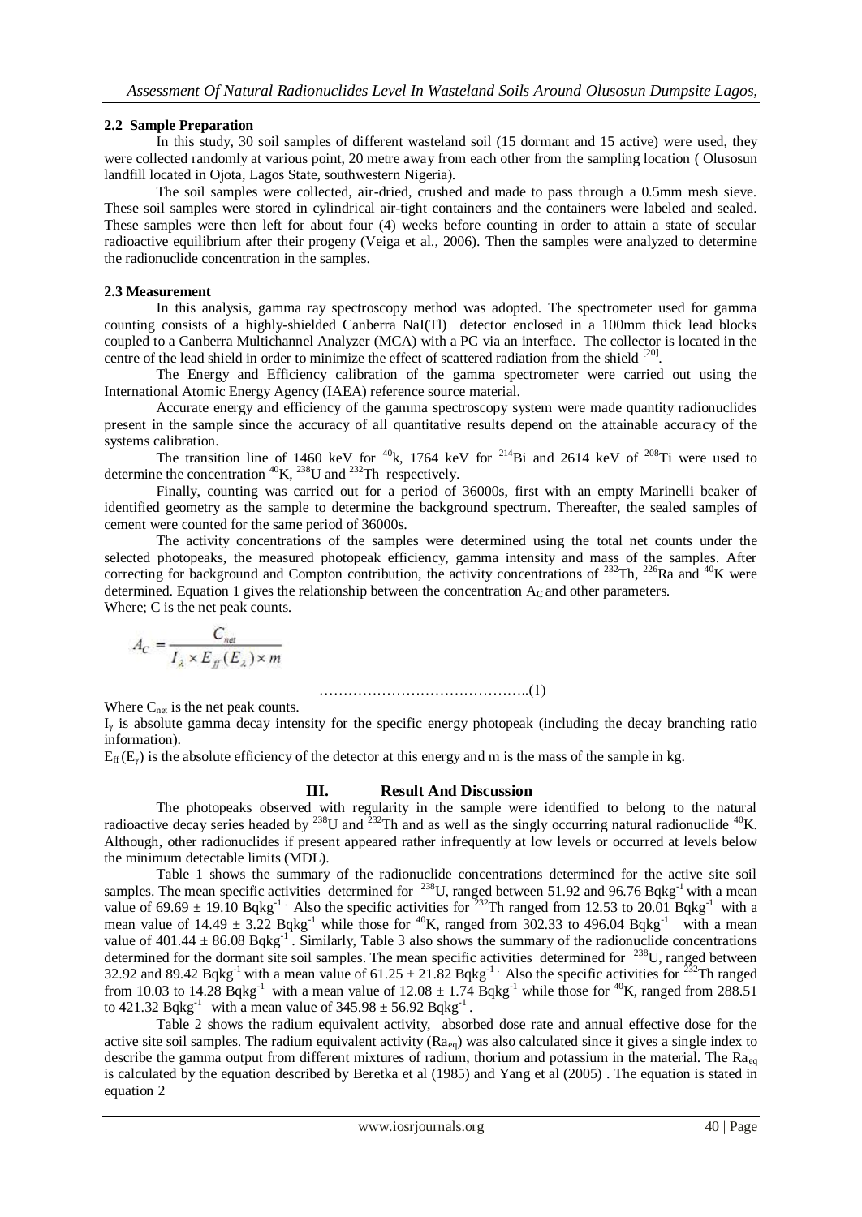### 2.2 Sample Preparation

In this study, 30 soil samples of different wasteland soil (15 dormant and 15 active) were used, they were collected randomly at various point, 20 metre away from each other from the sampling location ( Olusosun landfill located in Ojota, Lagos State, southwestern Nigeria).

The soil samples were collected, air-dried, crushed and made to pass through a 0.5mm mesh sieve. These soil samples were stored in cylindrical air-tight containers and the containers were labeled and sealed. These samples were then left for about four (4) weeks before counting in order to attain a state of secular radioactive equilibrium after their progeny (Veiga et al., 2006). Then the samples were analyzed to determine the radionuclide concentration in the samples.

### 2.3 Measurement

In this analysis, gamma ray spectroscopy method was adopted. The spectrometer used for gamma counting consists of a highly-shielded Canberra NaI(Tl) detector enclosed in a 100mm thick lead blocks coupled to a Canberra Multichannel Analyzer (MCA) with a PC via an interface. The collector is located in the centre of the lead shield in order to minimize the effect of scattered radiation from the shield [20].

The Energy and Efficiency calibration of the gamma spectrometer were carried out using the International Atomic Energy Agency (IAEA) reference source material.

Accurate energy and efficiency of the gamma spectroscopy system were made quantity radionuclides present in the sample since the accuracy of all quantitative results depend on the attainable accuracy of the systems calibration.

The transition line of 1460 keV for $^{40}$k, 1764 keV for $^{214}$Bi and 2614 keV of $^{208}$Ti were used to determine the concentration $^{40}$K, $^{238}$U and $^{232}$Th respectively.

Finally, counting was carried out for a period of 36000s, first with an empty Marinelli beaker of identified geometry as the sample to determine the background spectrum. Thereafter, the sealed samples of cement were counted for the same period of 36000s.

The activity concentrations of the samples were determined using the total net counts under the selected photopeaks, the measured photopeak efficiency, gamma intensity and mass of the samples. After correcting for background and Compton contribution, the activity concentrations of $^{232}$Th, $^{226}$Ra and $^{40}$K were determined. Equation 1 gives the relationship between the concentration $A_C$ and other parameters.
Where; C is the net peak counts.

$$A_C = \frac{C_{net}}{I_{\lambda} \times E_{ff}(E_{\lambda}) \times m} \quad \text{..........................................(1)}$$

Where $C_{net}$ is the net peak counts.
$I_{\gamma}$ is absolute gamma decay intensity for the specific energy photopeak (including the decay branching ratio information).
$E_{ff}(E_{\gamma})$ is the absolute efficiency of the detector at this energy and m is the mass of the sample in kg.

## III. Result And Discussion

The photopeaks observed with regularity in the sample were identified to belong to the natural radioactive decay series headed by $^{238}$U and $^{232}$Th and as well as the singly occurring natural radionuclide $^{40}$K. Although, other radionuclides if present appeared rather infrequently at low levels or occurred at levels below the minimum detectable limits (MDL).

Table 1 shows the summary of the radionuclide concentrations determined for the active site soil samples. The mean specific activities determined for $^{238}$U, ranged between 51.92 and 96.76 Bqkg$^{-1}$ with a mean value of 69.69 ± 19.10 Bqkg$^{-1}$. Also the specific activities for $^{232}$Th ranged from 12.53 to 20.01 Bqkg$^{-1}$ with a mean value of 14.49 ± 3.22 Bqkg$^{-1}$ while those for $^{40}$K, ranged from 302.33 to 496.04 Bqkg$^{-1}$ with a mean value of 401.44 ± 86.08 Bqkg$^{-1}$. Similarly, Table 3 also shows the summary of the radionuclide concentrations determined for the dormant site soil samples. The mean specific activities determined for $^{238}$U, ranged between 32.92 and 89.42 Bqkg$^{-1}$ with a mean value of 61.25 ± 21.82 Bqkg$^{-1}$. Also the specific activities for $^{232}$Th ranged from 10.03 to 14.28 Bqkg$^{-1}$ with a mean value of 12.08 ± 1.74 Bqkg$^{-1}$ while those for $^{40}$K, ranged from 288.51 to 421.32 Bqkg$^{-1}$ with a mean value of 345.98 ± 56.92 Bqkg$^{-1}$.

Table 2 shows the radium equivalent activity, absorbed dose rate and annual effective dose for the active site soil samples. The radium equivalent activity ($Ra_{eq}$) was also calculated since it gives a single index to describe the gamma output from different mixtures of radium, thorium and potassium in the material. The $Ra_{eq}$ is calculated by the equation described by Beretka et al (1985) and Yang et al (2005) . The equation is stated in equation 2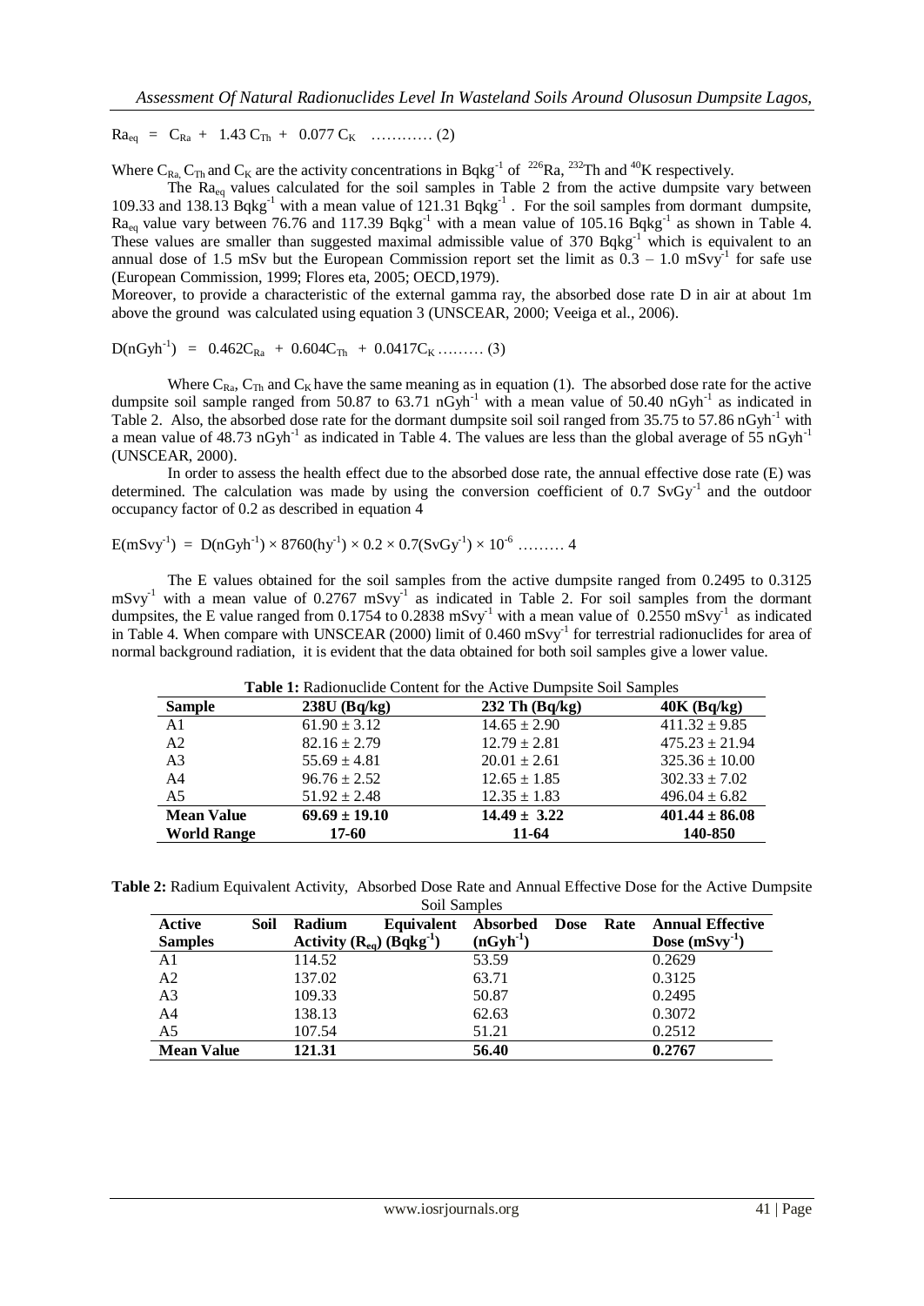$Ra_{eq} = C_{Ra} + 1.43 C_{Th} + 0.077 C_K$ ………… (2)

Where $C_{Ra}$, $C_{Th}$ and $C_K$ are the activity concentrations in $Bqkg^{-1}$ of $^{226}Ra$, $^{232}Th$ and $^{40}K$ respectively.

The $Ra_{eq}$ values calculated for the soil samples in Table 2 from the active dumpsite vary between 109.33 and 138.13 $Bqkg^{-1}$ with a mean value of 121.31 $Bqkg^{-1}$ . For the soil samples from dormant dumpsite, $Ra_{eq}$ value vary between 76.76 and 117.39 $Bqkg^{-1}$ with a mean value of 105.16 $Bqkg^{-1}$ as shown in Table 4. These values are smaller than suggested maximal admissible value of 370 $Bqkg^{-1}$ which is equivalent to an annual dose of 1.5 mSv but the European Commission report set the limit as 0.3 – 1.0 $mSvy^{-1}$ for safe use (European Commission, 1999; Flores eta, 2005; OECD,1979).

Moreover, to provide a characteristic of the external gamma ray, the absorbed dose rate D in air at about 1m above the ground was calculated using equation 3 (UNSCEAR, 2000; Veeiga et al., 2006).

$D(nGyh^{-1}) = 0.462C_{Ra} + 0.604C_{Th} + 0.0417C_K$ ……… (3)

Where $C_{Ra}$, $C_{Th}$ and $C_K$ have the same meaning as in equation (1). The absorbed dose rate for the active dumpsite soil sample ranged from 50.87 to 63.71 $nGyh^{-1}$ with a mean value of 50.40 $nGyh^{-1}$ as indicated in Table 2. Also, the absorbed dose rate for the dormant dumpsite soil soil ranged from 35.75 to 57.86 $nGyh^{-1}$ with a mean value of 48.73 $nGyh^{-1}$ as indicated in Table 4. The values are less than the global average of 55 $nGyh^{-1}$ (UNSCEAR, 2000).

In order to assess the health effect due to the absorbed dose rate, the annual effective dose rate (E) was determined. The calculation was made by using the conversion coefficient of 0.7 $SvGy^{-1}$ and the outdoor occupancy factor of 0.2 as described in equation 4

$E(mSvy^{-1}) = D(nGyh^{-1}) \times 8760(hy^{-1}) \times 0.2 \times 0.7(SvGy^{-1}) \times 10^{-6}$ ……… 4

The E values obtained for the soil samples from the active dumpsite ranged from 0.2495 to 0.3125 $mSvy^{-1}$ with a mean value of 0.2767 $mSvy^{-1}$ as indicated in Table 2. For soil samples from the dormant dumpsites, the E value ranged from 0.1754 to 0.2838 $mSvy^{-1}$ with a mean value of 0.2550 $mSvy^{-1}$ as indicated in Table 4. When compare with UNSCEAR (2000) limit of 0.460 $mSvy^{-1}$ for terrestrial radionuclides for area of normal background radiation, it is evident that the data obtained for both soil samples give a lower value.

**Table 1:** Radionuclide Content for the Active Dumpsite Soil Samples

| Sample | 238U (Bq/kg) | 232 Th (Bq/kg) | 40K (Bq/kg) |
|---|---|---|---|
| A1 | 61.90 ± 3.12 | 14.65 ± 2.90 | 411.32 ± 9.85 |
| A2 | 82.16 ± 2.79 | 12.79 ± 2.81 | 475.23 ± 21.94 |
| A3 | 55.69 ± 4.81 | 20.01 ± 2.61 | 325.36 ± 10.00 |
| A4 | 96.76 ± 2.52 | 12.65 ± 1.85 | 302.33 ± 7.02 |
| A5 | 51.92 ± 2.48 | 12.35 ± 1.83 | 496.04 ± 6.82 |
| **Mean Value** | **69.69 ± 19.10** | **14.49 ± 3.22** | **401.44 ± 86.08** |
| **World Range** | **17-60** | **11-64** | **140-850** |

**Table 2:** Radium Equivalent Activity, Absorbed Dose Rate and Annual Effective Dose for the Active Dumpsite Soil Samples

| Active Soil Samples | Radium Equivalent Activity ($R_{eq}$) ($Bqkg^{-1}$) | Absorbed Dose Rate ($nGyh^{-1}$) | Annual Effective Dose ($mSvy^{-1}$) |
|---|---|---|---|
| A1 | 114.52 | 53.59 | 0.2629 |
| A2 | 137.02 | 63.71 | 0.3125 |
| A3 | 109.33 | 50.87 | 0.2495 |
| A4 | 138.13 | 62.63 | 0.3072 |
| A5 | 107.54 | 51.21 | 0.2512 |
| **Mean Value** | **121.31** | **56.40** | **0.2767** |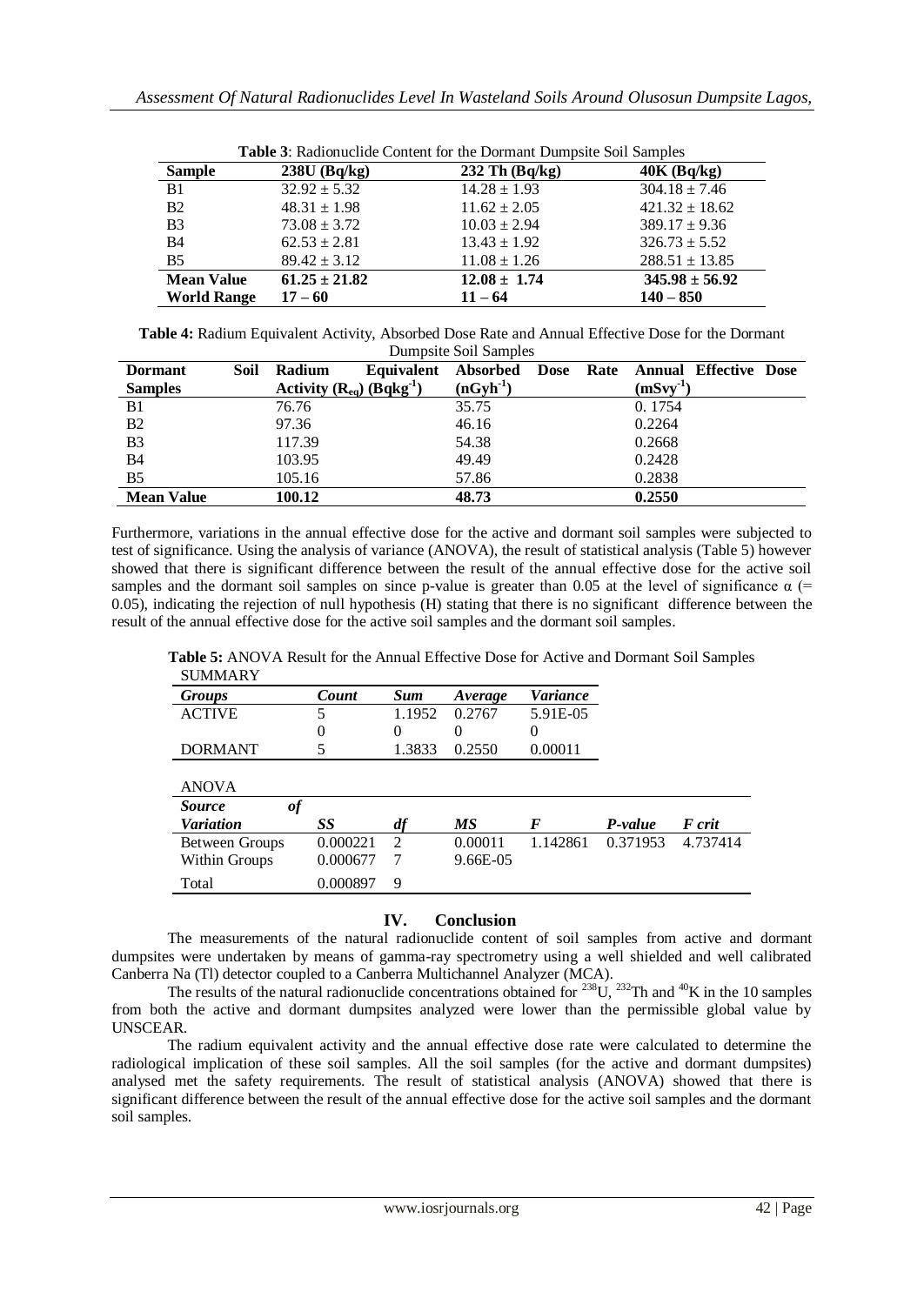**Table 3**: Radionuclide Content for the Dormant Dumpsite Soil Samples

| Sample | 238U (Bq/kg) | 232 Th (Bq/kg) | 40K (Bq/kg) |
|---|---|---|---|
| B1 | 32.92 ± 5.32 | 14.28 ± 1.93 | 304.18 ± 7.46 |
| B2 | 48.31 ± 1.98 | 11.62 ± 2.05 | 421.32 ± 18.62 |
| B3 | 73.08 ± 3.72 | 10.03 ± 2.94 | 389.17 ± 9.36 |
| B4 | 62.53 ± 2.81 | 13.43 ± 1.92 | 326.73 ± 5.52 |
| B5 | 89.42 ± 3.12 | 11.08 ± 1.26 | 288.51 ± 13.85 |
| **Mean Value** | **61.25 ± 21.82** | **12.08 ± 1.74** | **345.98 ± 56.92** |
| **World Range** | **17 – 60** | **11 – 64** | **140 – 850** |

**Table 4:** Radium Equivalent Activity, Absorbed Dose Rate and Annual Effective Dose for the Dormant Dumpsite Soil Samples

| Dormant Soil Samples | Radium Equivalent Activity ($R_{eq}$) ($Bqkg^{-1}$) | Absorbed Dose Rate ($nGyh^{-1}$) | Annual Effective Dose ($mSvy^{-1}$) |
|---|---|---|---|
| B1 | 76.76 | 35.75 | 0. 1754 |
| B2 | 97.36 | 46.16 | 0.2264 |
| B3 | 117.39 | 54.38 | 0.2668 |
| B4 | 103.95 | 49.49 | 0.2428 |
| B5 | 105.16 | 57.86 | 0.2838 |
| **Mean Value** | **100.12** | **48.73** | **0.2550** |

Furthermore, variations in the annual effective dose for the active and dormant soil samples were subjected to test of significance. Using the analysis of variance (ANOVA), the result of statistical analysis (Table 5) however showed that there is significant difference between the result of the annual effective dose for the active soil samples and the dormant soil samples on since p-value is greater than 0.05 at the level of significance $\alpha$ (= 0.05), indicating the rejection of null hypothesis (H) stating that there is no significant difference between the result of the annual effective dose for the active soil samples and the dormant soil samples.

**Table 5:** ANOVA Result for the Annual Effective Dose for Active and Dormant Soil Samples

SUMMARY

| *Groups* | *Count* | *Sum* | *Average* | *Variance* |
|---|---|---|---|---|
| ACTIVE | 5 | 1.1952 | 0.2767 | 5.91E-05 |
| | 0 | 0 | 0 | 0 |
| DORMANT | 5 | 1.3833 | 0.2550 | 0.00011 |

ANOVA

| *Source of Variation* | *SS* | *df* | *MS* | *F* | *P-value* | *F crit* |
|---|---|---|---|---|---|---|
| Between Groups | 0.000221 | 2 | 0.00011 | 1.142861 | 0.371953 | 4.737414 |
| Within Groups | 0.000677 | 7 | 9.66E-05 | | | |
| Total | 0.000897 | 9 | | | | |

## IV. Conclusion

The measurements of the natural radionuclide content of soil samples from active and dormant dumpsites were undertaken by means of gamma-ray spectrometry using a well shielded and well calibrated Canberra Na (Tl) detector coupled to a Canberra Multichannel Analyzer (MCA).

The results of the natural radionuclide concentrations obtained for $^{238}U$, $^{232}Th$ and $^{40}K$ in the 10 samples from both the active and dormant dumpsites analyzed were lower than the permissible global value by UNSCEAR.

The radium equivalent activity and the annual effective dose rate were calculated to determine the radiological implication of these soil samples. All the soil samples (for the active and dormant dumpsites) analysed met the safety requirements. The result of statistical analysis (ANOVA) showed that there is significant difference between the result of the annual effective dose for the active soil samples and the dormant soil samples.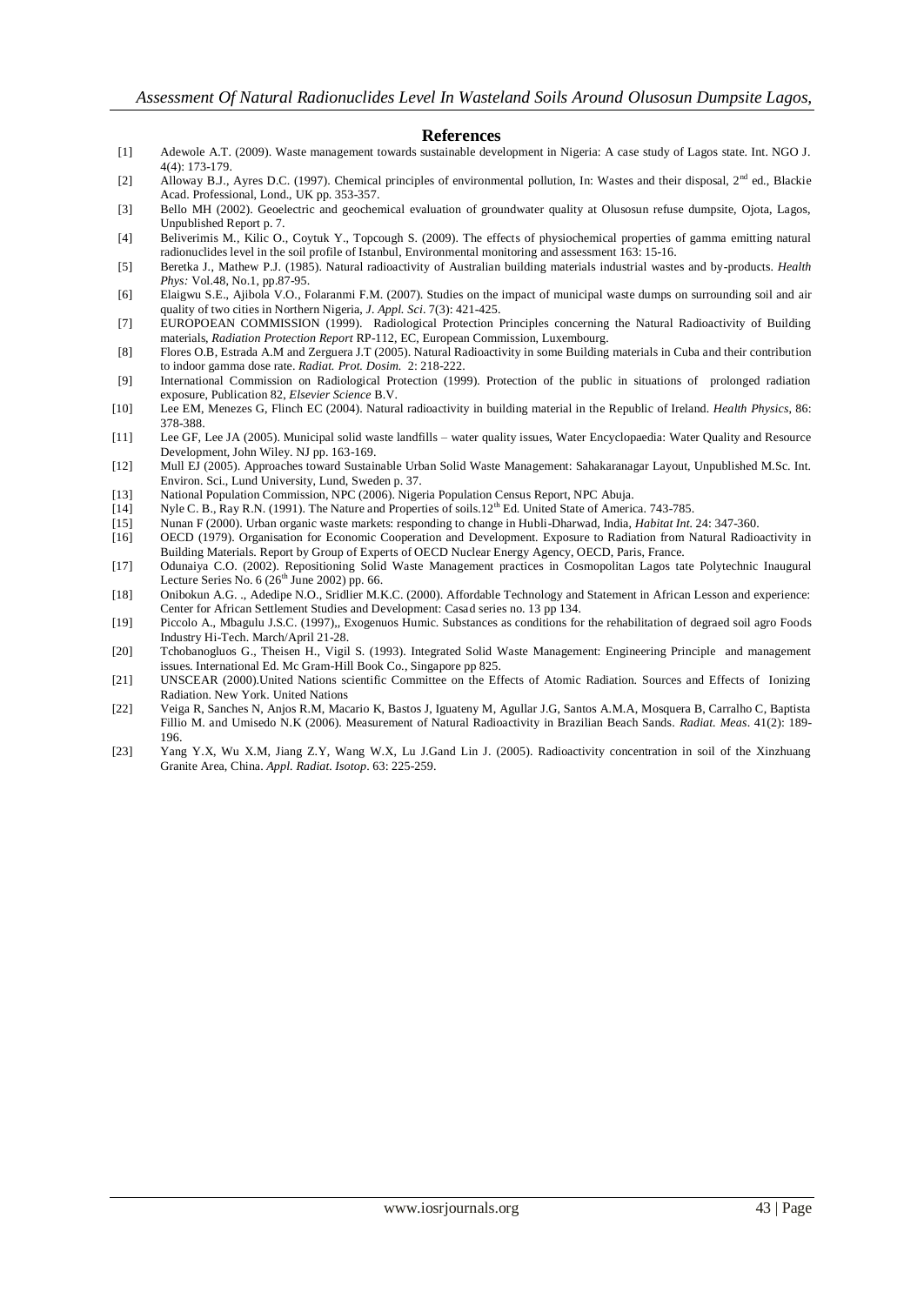## References

[1] Adewole A.T. (2009). Waste management towards sustainable development in Nigeria: A case study of Lagos state. Int. NGO J. 4(4): 173-179.

[2] Alloway B.J., Ayres D.C. (1997). Chemical principles of environmental pollution, In: Wastes and their disposal, 2nd ed., Blackie Acad. Professional, Lond., UK pp. 353-357.

[3] Bello MH (2002). Geoelectric and geochemical evaluation of groundwater quality at Olusosun refuse dumpsite, Ojota, Lagos, Unpublished Report p. 7.

[4] Beliverimis M., Kilic O., Coytuk Y., Topcough S. (2009). The effects of physiochemical properties of gamma emitting natural radionuclides level in the soil profile of Istanbul, Environmental monitoring and assessment 163: 15-16.

[5] Beretka J., Mathew P.J. (1985). Natural radioactivity of Australian building materials industrial wastes and by-products. *Health Phys:* Vol.48, No.1, pp.87-95.

[6] Elaigwu S.E., Ajibola V.O., Folaranmi F.M. (2007). Studies on the impact of municipal waste dumps on surrounding soil and air quality of two cities in Northern Nigeria, *J. Appl. Sci*. 7(3): 421-425.

[7] EUROPOEAN COMMISSION (1999). Radiological Protection Principles concerning the Natural Radioactivity of Building materials, *Radiation Protection Report* RP-112, EC, European Commission, Luxembourg.

[8] Flores O.B, Estrada A.M and Zerguera J.T (2005). Natural Radioactivity in some Building materials in Cuba and their contribution to indoor gamma dose rate. *Radiat. Prot. Dosim.* 2: 218-222.

[9] International Commission on Radiological Protection (1999). Protection of the public in situations of prolonged radiation exposure, Publication 82, *Elsevier Science* B.V.

[10] Lee EM, Menezes G, Flinch EC (2004). Natural radioactivity in building material in the Republic of Ireland. *Health Physics*, 86: 378-388.

[11] Lee GF, Lee JA (2005). Municipal solid waste landfills – water quality issues, Water Encyclopaedia: Water Quality and Resource Development, John Wiley. NJ pp. 163-169.

[12] Mull EJ (2005). Approaches toward Sustainable Urban Solid Waste Management: Sahakaranagar Layout, Unpublished M.Sc. Int. Environ. Sci., Lund University, Lund, Sweden p. 37.

[13] National Population Commission, NPC (2006). Nigeria Population Census Report, NPC Abuja.

[14] Nyle C. B., Ray R.N. (1991). The Nature and Properties of soils.12th Ed. United State of America. 743-785.

[15] Nunan F (2000). Urban organic waste markets: responding to change in Hubli-Dharwad, India, *Habitat Int*. 24: 347-360.

[16] OECD (1979). Organisation for Economic Cooperation and Development. Exposure to Radiation from Natural Radioactivity in Building Materials. Report by Group of Experts of OECD Nuclear Energy Agency, OECD, Paris, France.

[17] Odunaiya C.O. (2002). Repositioning Solid Waste Management practices in Cosmopolitan Lagos tate Polytechnic Inaugural Lecture Series No. 6 (26th June 2002) pp. 66.

[18] Onibokun A.G. ., Adedipe N.O., Sridlier M.K.C. (2000). Affordable Technology and Statement in African Lesson and experience: Center for African Settlement Studies and Development: Casad series no. 13 pp 134.

[19] Piccolo A., Mbagulu J.S.C. (1997),, Exogenuos Humic. Substances as conditions for the rehabilitation of degraed soil agro Foods Industry Hi-Tech. March/April 21-28.

[20] Tchobanogluos G., Theisen H., Vigil S. (1993). Integrated Solid Waste Management: Engineering Principle and management issues. International Ed. Mc Gram-Hill Book Co., Singapore pp 825.

[21] UNSCEAR (2000).United Nations scientific Committee on the Effects of Atomic Radiation. Sources and Effects of Ionizing Radiation. New York. United Nations

[22] Veiga R, Sanches N, Anjos R.M, Macario K, Bastos J, Iguateny M, Agullar J.G, Santos A.M.A, Mosquera B, Carralho C, Baptista Fillio M. and Umisedo N.K (2006). Measurement of Natural Radioactivity in Brazilian Beach Sands. *Radiat. Meas*. 41(2): 189-196.

[23] Yang Y.X, Wu X.M, Jiang Z.Y, Wang W.X, Lu J.Gand Lin J. (2005). Radioactivity concentration in soil of the Xinzhuang Granite Area, China. *Appl. Radiat. Isotop*. 63: 225-259.